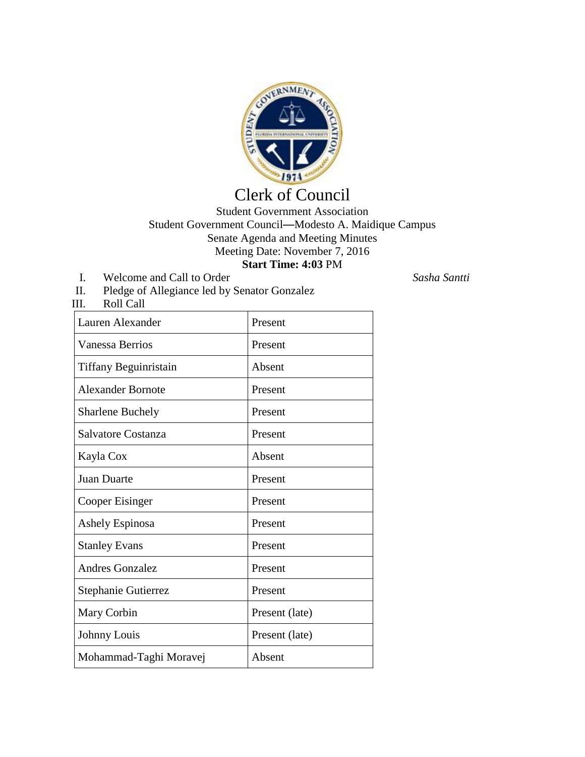# Clerk of Council

Student Government Association
Student Government Council—Modesto A. Maidique Campus
Senate Agenda and Meeting Minutes
Meeting Date: November 7, 2016
**Start Time: 4:03** PM

I. Welcome and Call to Order *Sasha Santti*

II. Pledge of Allegiance led by Senator Gonzalez

III. Roll Call

| | |
|---|---|
| Lauren Alexander | Present |
| Vanessa Berrios | Present |
| Tiffany Beguinristain | Absent |
| Alexander Bornote | Present |
| Sharlene Buchely | Present |
| Salvatore Costanza | Present |
| Kayla Cox | Absent |
| Juan Duarte | Present |
| Cooper Eisinger | Present |
| Ashely Espinosa | Present |
| Stanley Evans | Present |
| Andres Gonzalez | Present |
| Stephanie Gutierrez | Present |
| Mary Corbin | Present (late) |
| Johnny Louis | Present (late) |
| Mohammad-Taghi Moravej | Absent |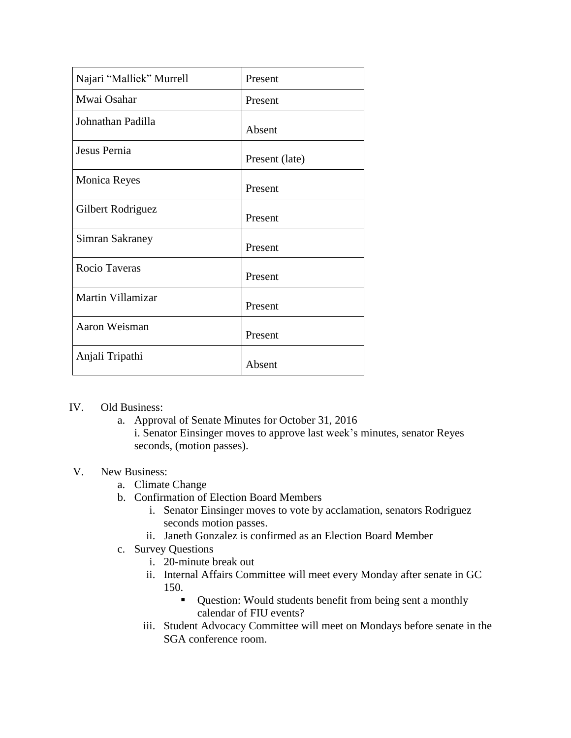| Najari "Malliek" Murrell | Present |
|---|---|
| Mwai Osahar | Present |
| Johnathan Padilla | Absent |
| Jesus Pernia | Present (late) |
| Monica Reyes | Present |
| Gilbert Rodriguez | Present |
| Simran Sakraney | Present |
| Rocio Taveras | Present |
| Martin Villamizar | Present |
| Aaron Weisman | Present |
| Anjali Tripathi | Absent |

IV. Old Business:

a. Approval of Senate Minutes for October 31, 2016

i. Senator Einsinger moves to approve last week's minutes, senator Reyes seconds, (motion passes).

V. New Business:

a. Climate Change

b. Confirmation of Election Board Members

i. Senator Einsinger moves to vote by acclamation, senators Rodriguez seconds motion passes.

ii. Janeth Gonzalez is confirmed as an Election Board Member

c. Survey Questions

i. 20-minute break out

ii. Internal Affairs Committee will meet every Monday after senate in GC 150.

- Question: Would students benefit from being sent a monthly calendar of FIU events?

iii. Student Advocacy Committee will meet on Mondays before senate in the SGA conference room.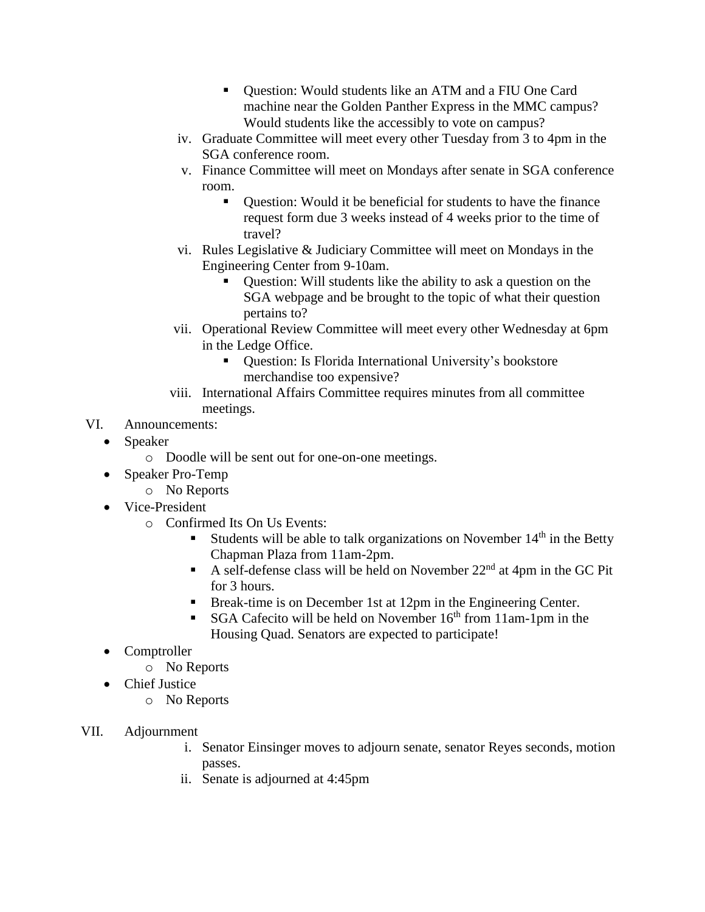- Question: Would students like an ATM and a FIU One Card machine near the Golden Panther Express in the MMC campus? Would students like the accessibly to vote on campus?

iv. Graduate Committee will meet every other Tuesday from 3 to 4pm in the SGA conference room.

v. Finance Committee will meet on Mondays after senate in SGA conference room.
   - Question: Would it be beneficial for students to have the finance request form due 3 weeks instead of 4 weeks prior to the time of travel?

vi. Rules Legislative & Judiciary Committee will meet on Mondays in the Engineering Center from 9-10am.
   - Question: Will students like the ability to ask a question on the SGA webpage and be brought to the topic of what their question pertains to?

vii. Operational Review Committee will meet every other Wednesday at 6pm in the Ledge Office.
   - Question: Is Florida International University's bookstore merchandise too expensive?

viii. International Affairs Committee requires minutes from all committee meetings.

VI. Announcements:

- Speaker
  - Doodle will be sent out for one-on-one meetings.
- Speaker Pro-Temp
  - No Reports
- Vice-President
  - Confirmed Its On Us Events:
    - Students will be able to talk organizations on November 14th in the Betty Chapman Plaza from 11am-2pm.
    - A self-defense class will be held on November 22nd at 4pm in the GC Pit for 3 hours.
    - Break-time is on December 1st at 12pm in the Engineering Center.
    - SGA Cafecito will be held on November 16th from 11am-1pm in the Housing Quad. Senators are expected to participate!
- Comptroller
  - No Reports
- Chief Justice
  - No Reports

VII. Adjournment

i. Senator Einsinger moves to adjourn senate, senator Reyes seconds, motion passes.

ii. Senate is adjourned at 4:45pm